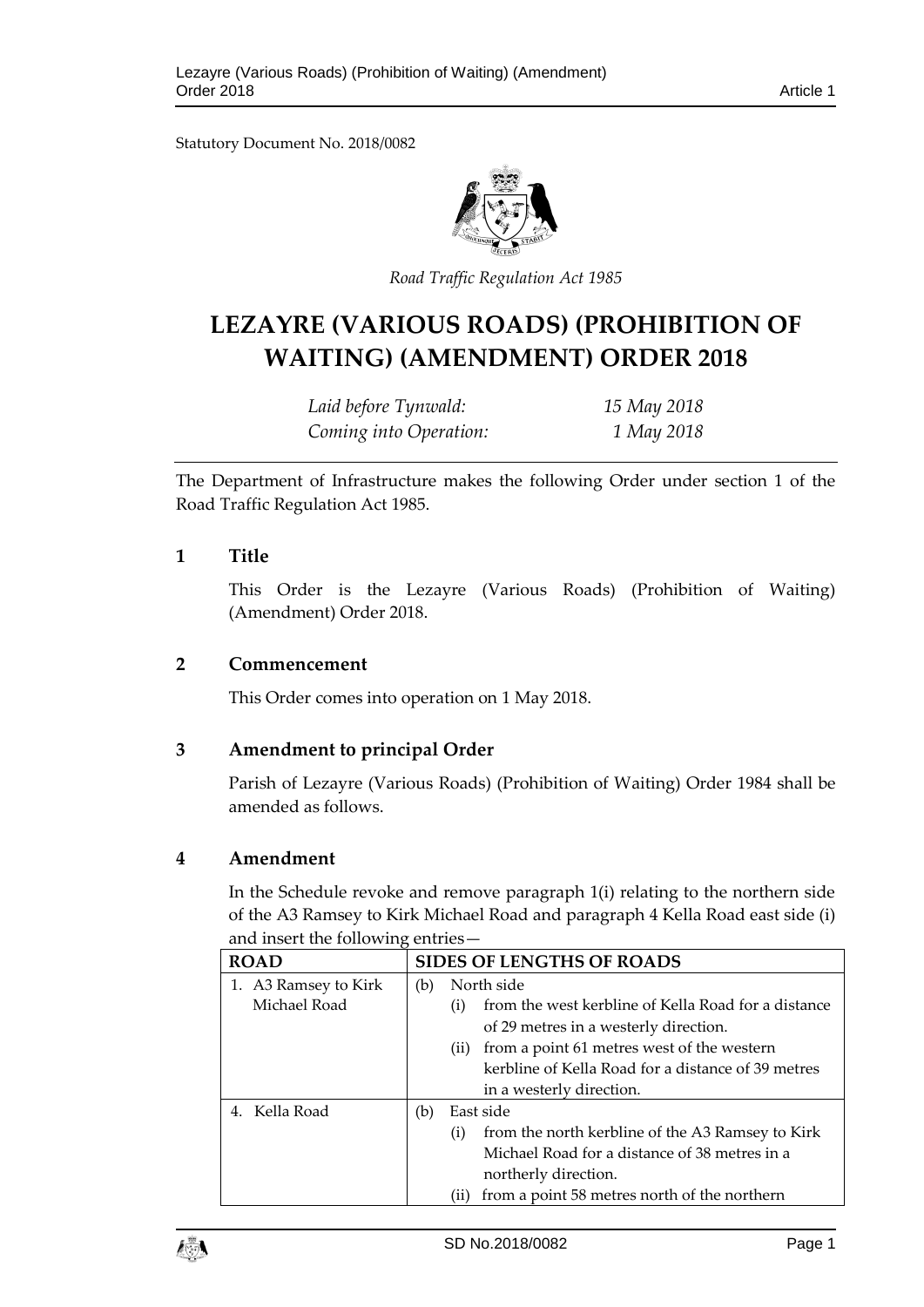Statutory Document No. 2018/0082

*Road Traffic Regulation Act 1985*

# LEZAYRE (VARIOUS ROADS) (PROHIBITION OF WAITING) (AMENDMENT) ORDER 2018

| | |
|---|---|
| *Laid before Tynwald:* | *15 May 2018* |
| *Coming into Operation:* | *1 May 2018* |

The Department of Infrastructure makes the following Order under section 1 of the Road Traffic Regulation Act 1985.

## 1 Title

This Order is the Lezayre (Various Roads) (Prohibition of Waiting) (Amendment) Order 2018.

## 2 Commencement

This Order comes into operation on 1 May 2018.

## 3 Amendment to principal Order

Parish of Lezayre (Various Roads) (Prohibition of Waiting) Order 1984 shall be amended as follows.

## 4 Amendment

In the Schedule revoke and remove paragraph 1(i) relating to the northern side of the A3 Ramsey to Kirk Michael Road and paragraph 4 Kella Road east side (i) and insert the following entries—

| ROAD | SIDES OF LENGTHS OF ROADS |
|---|---|
| 1. A3 Ramsey to Kirk Michael Road | (b) North side<br>(i) from the west kerbline of Kella Road for a distance of 29 metres in a westerly direction.<br>(ii) from a point 61 metres west of the western kerbline of Kella Road for a distance of 39 metres in a westerly direction. |
| 4. Kella Road | (b) East side<br>(i) from the north kerbline of the A3 Ramsey to Kirk Michael Road for a distance of 38 metres in a northerly direction.<br>(ii) from a point 58 metres north of the northern |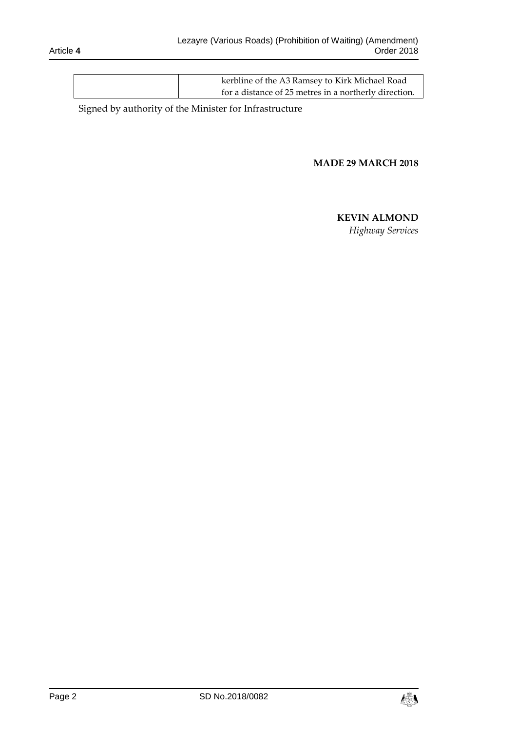| | |
|---|---|
| | kerbline of the A3 Ramsey to Kirk Michael Road for a distance of 25 metres in a northerly direction. |

Signed by authority of the Minister for Infrastructure

**MADE 29 MARCH 2018**

**KEVIN ALMOND**
*Highway Services*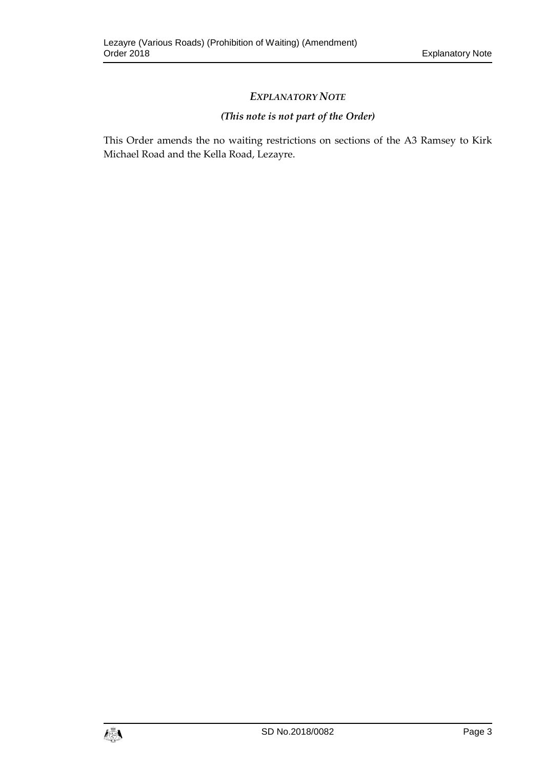## *EXPLANATORY NOTE*

***(This note is not part of the Order)***

This Order amends the no waiting restrictions on sections of the A3 Ramsey to Kirk Michael Road and the Kella Road, Lezayre.